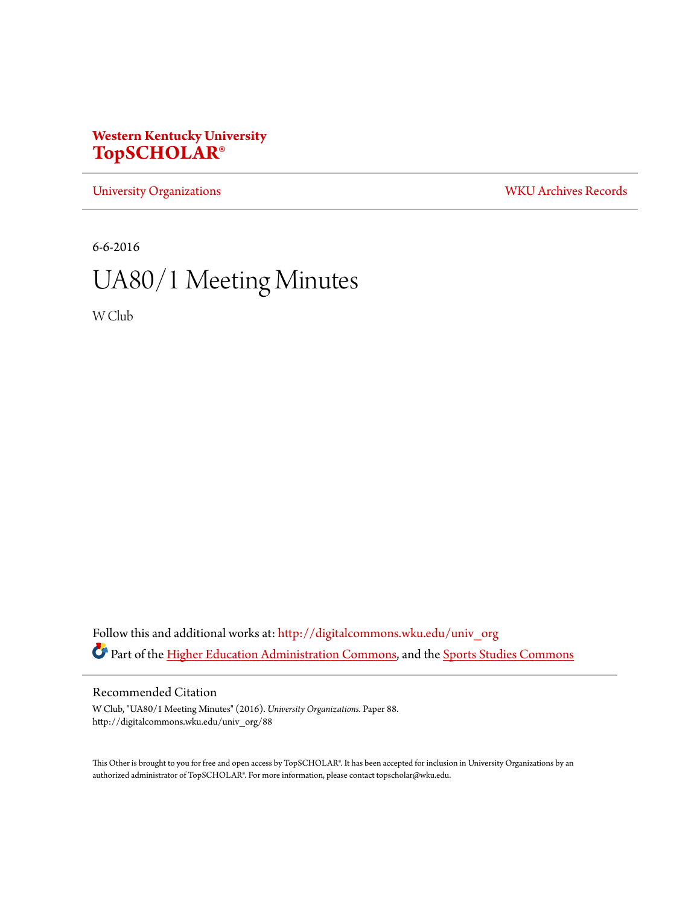**Western Kentucky University**
**TopSCHOLAR®**

University Organizations | WKU Archives Records

6-6-2016

# UA80/1 Meeting Minutes

W Club

Follow this and additional works at: http://digitalcommons.wku.edu/univ_org

Part of the Higher Education Administration Commons, and the Sports Studies Commons

## Recommended Citation

W Club, "UA80/1 Meeting Minutes" (2016). *University Organizations.* Paper 88.
http://digitalcommons.wku.edu/univ_org/88

This Other is brought to you for free and open access by TopSCHOLAR®. It has been accepted for inclusion in University Organizations by an authorized administrator of TopSCHOLAR®. For more information, please contact topscholar@wku.edu.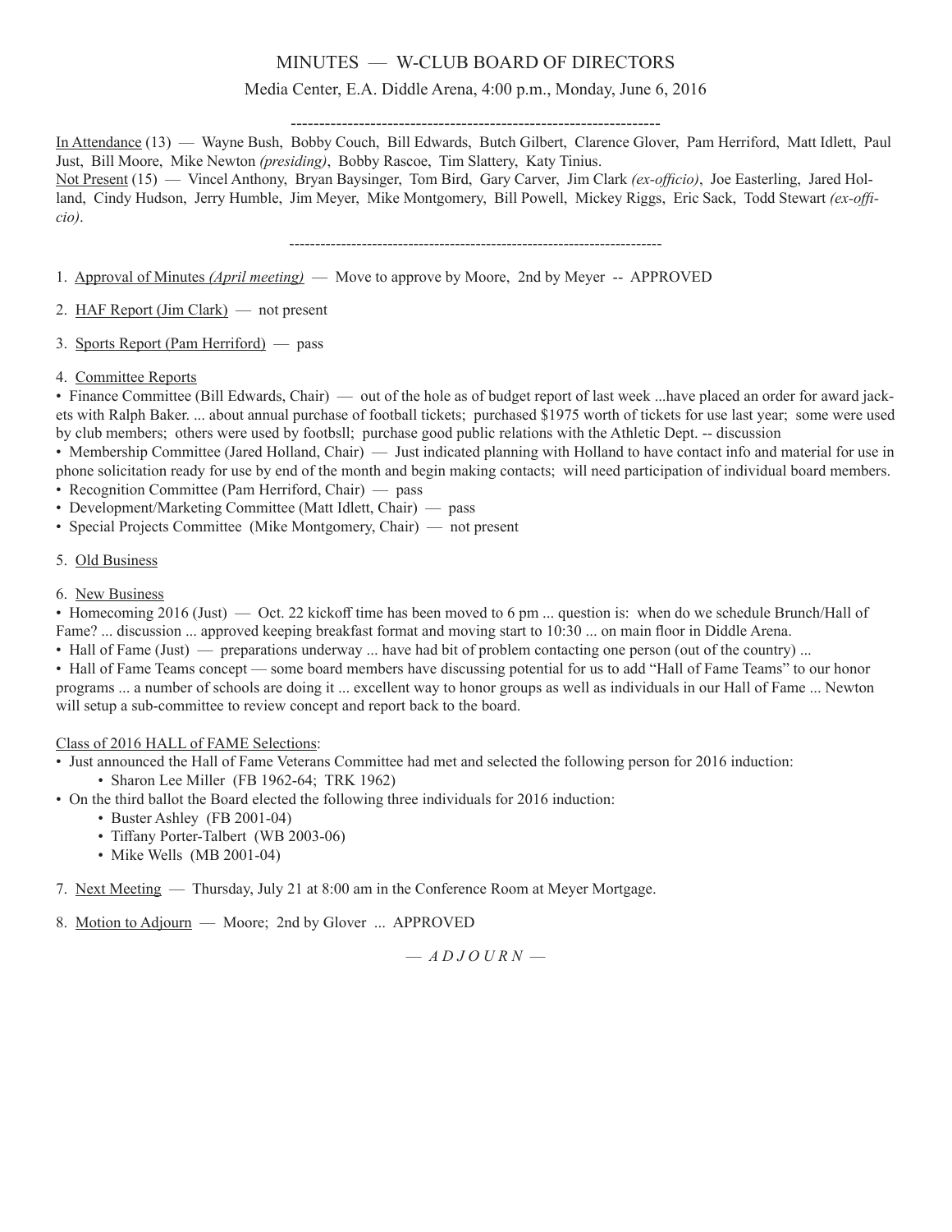# MINUTES — W-CLUB BOARD OF DIRECTORS

Media Center, E.A. Diddle Arena, 4:00 p.m., Monday, June 6, 2016

---

In Attendance (13) — Wayne Bush, Bobby Couch, Bill Edwards, Butch Gilbert, Clarence Glover, Pam Herriford, Matt Idlett, Paul Just, Bill Moore, Mike Newton *(presiding)*, Bobby Rascoe, Tim Slattery, Katy Tinius.
Not Present (15) — Vincel Anthony, Bryan Baysinger, Tom Bird, Gary Carver, Jim Clark *(ex-officio)*, Joe Easterling, Jared Holland, Cindy Hudson, Jerry Humble, Jim Meyer, Mike Montgomery, Bill Powell, Mickey Riggs, Eric Sack, Todd Stewart *(ex-officio)*.

---

1. Approval of Minutes *(April meeting)* — Move to approve by Moore, 2nd by Meyer -- APPROVED

2. HAF Report (Jim Clark) — not present

3. Sports Report (Pam Herriford) — pass

4. Committee Reports

- Finance Committee (Bill Edwards, Chair) — out of the hole as of budget report of last week ...have placed an order for award jackets with Ralph Baker. ... about annual purchase of football tickets; purchased $1975 worth of tickets for use last year; some were used by club members; others were used by footbsll; purchase good public relations with the Athletic Dept. -- discussion
- Membership Committee (Jared Holland, Chair) — Just indicated planning with Holland to have contact info and material for use in phone solicitation ready for use by end of the month and begin making contacts; will need participation of individual board members.
- Recognition Committee (Pam Herriford, Chair) — pass
- Development/Marketing Committee (Matt Idlett, Chair) — pass
- Special Projects Committee (Mike Montgomery, Chair) — not present

5. Old Business

6. New Business

- Homecoming 2016 (Just) — Oct. 22 kickoff time has been moved to 6 pm ... question is: when do we schedule Brunch/Hall of Fame? ... discussion ... approved keeping breakfast format and moving start to 10:30 ... on main floor in Diddle Arena.
- Hall of Fame (Just) — preparations underway ... have had bit of problem contacting one person (out of the country) ...
- Hall of Fame Teams concept — some board members have discussing potential for us to add "Hall of Fame Teams" to our honor programs ... a number of schools are doing it ... excellent way to honor groups as well as individuals in our Hall of Fame ... Newton will setup a sub-committee to review concept and report back to the board.

Class of 2016 HALL of FAME Selections:

- Just announced the Hall of Fame Veterans Committee had met and selected the following person for 2016 induction:
  - Sharon Lee Miller (FB 1962-64; TRK 1962)
- On the third ballot the Board elected the following three individuals for 2016 induction:
  - Buster Ashley (FB 2001-04)
  - Tiffany Porter-Talbert (WB 2003-06)
  - Mike Wells (MB 2001-04)

7. Next Meeting — Thursday, July 21 at 8:00 am in the Conference Room at Meyer Mortgage.

8. Motion to Adjourn — Moore; 2nd by Glover ... APPROVED

*— A D J O U R N —*